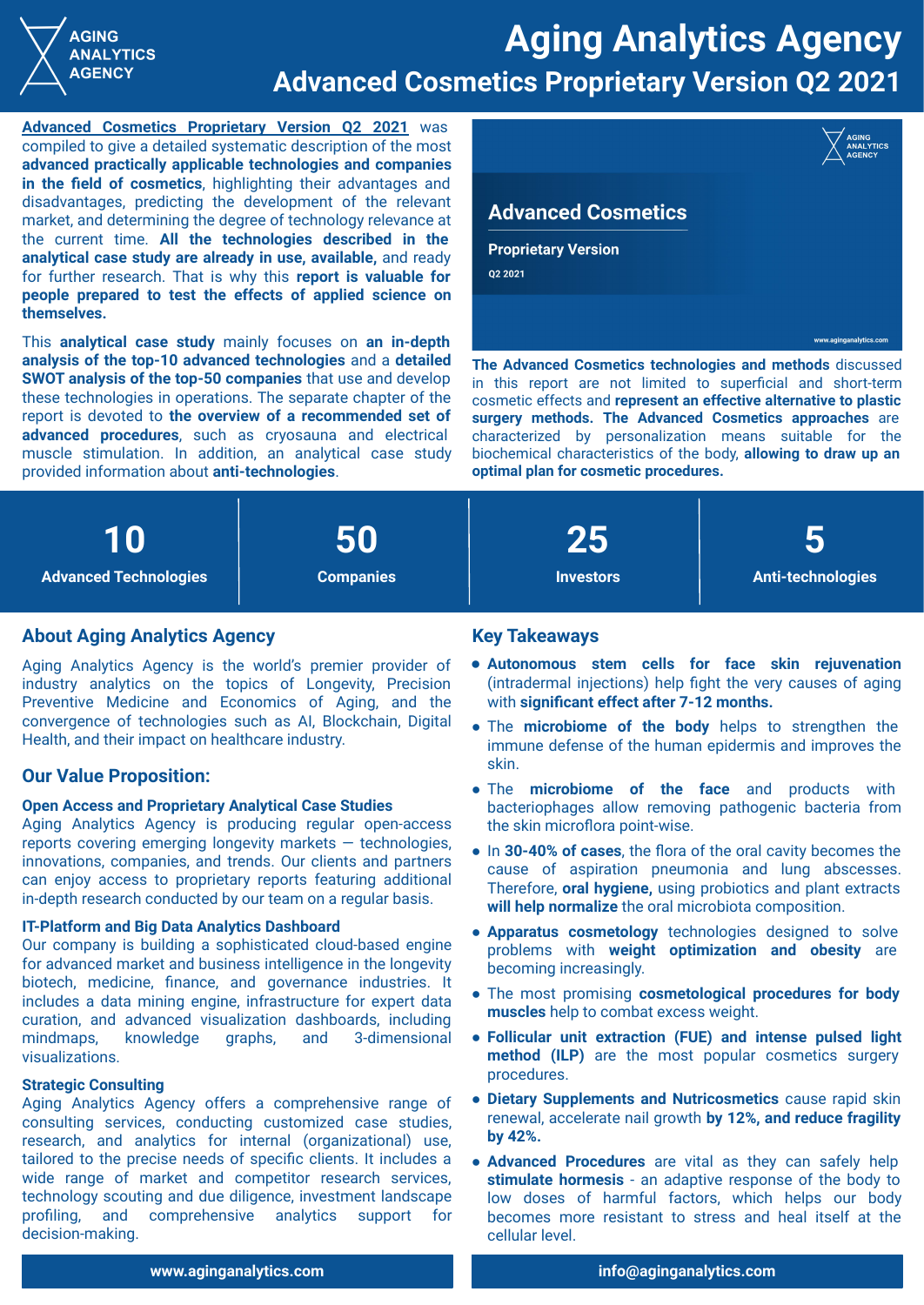# Aging Analytics Agency

## Advanced Cosmetics Proprietary Version Q2 2021

**Advanced Cosmetics Proprietary Version Q2 2021** was compiled to give a detailed systematic description of the most **advanced practically applicable technologies and companies in the field of cosmetics**, highlighting their advantages and disadvantages, predicting the development of the relevant market, and determining the degree of technology relevance at the current time. **All the technologies described in the analytical case study are already in use, available,** and ready for further research. That is why this **report is valuable for people prepared to test the effects of applied science on themselves.**

This **analytical case study** mainly focuses on **an in-depth analysis of the top-10 advanced technologies** and a **detailed SWOT analysis of the top-50 companies** that use and develop these technologies in operations. The separate chapter of the report is devoted to **the overview of a recommended set of advanced procedures**, such as cryosauna and electrical muscle stimulation. In addition, an analytical case study provided information about **anti-technologies**.

Advanced Cosmetics

Proprietary Version

Q2 2021

www.aginganalytics.com

**The Advanced Cosmetics technologies and methods** discussed in this report are not limited to superficial and short-term cosmetic effects and **represent an effective alternative to plastic surgery methods. The Advanced Cosmetics approaches** are characterized by personalization means suitable for the biochemical characteristics of the body, **allowing to draw up an optimal plan for cosmetic procedures.**

| 10 | 50 | 25 | 5 |
|---|---|---|---|
| Advanced Technologies | Companies | Investors | Anti-technologies |

## About Aging Analytics Agency

Aging Analytics Agency is the world's premier provider of industry analytics on the topics of Longevity, Precision Preventive Medicine and Economics of Aging, and the convergence of technologies such as AI, Blockchain, Digital Health, and their impact on healthcare industry.

## Our Value Proposition:

### Open Access and Proprietary Analytical Case Studies

Aging Analytics Agency is producing regular open-access reports covering emerging longevity markets — technologies, innovations, companies, and trends. Our clients and partners can enjoy access to proprietary reports featuring additional in-depth research conducted by our team on a regular basis.

### IT-Platform and Big Data Analytics Dashboard

Our company is building a sophisticated cloud-based engine for advanced market and business intelligence in the longevity biotech, medicine, finance, and governance industries. It includes a data mining engine, infrastructure for expert data curation, and advanced visualization dashboards, including mindmaps, knowledge graphs, and 3-dimensional visualizations.

### Strategic Consulting

Aging Analytics Agency offers a comprehensive range of consulting services, conducting customized case studies, research, and analytics for internal (organizational) use, tailored to the precise needs of specific clients. It includes a wide range of market and competitor research services, technology scouting and due diligence, investment landscape profiling, and comprehensive analytics support for decision-making.

## Key Takeaways

- **Autonomous stem cells for face skin rejuvenation** (intradermal injections) help fight the very causes of aging with **significant effect after 7-12 months.**
- The **microbiome of the body** helps to strengthen the immune defense of the human epidermis and improves the skin.
- The **microbiome of the face** and products with bacteriophages allow removing pathogenic bacteria from the skin microflora point-wise.
- In **30-40% of cases**, the flora of the oral cavity becomes the cause of aspiration pneumonia and lung abscesses. Therefore, **oral hygiene,** using probiotics and plant extracts **will help normalize** the oral microbiota composition.
- **Apparatus cosmetology** technologies desgined to solve problems with **weight optimization and obesity** are becoming increasingly.
- The most promising **cosmetological procedures for body muscles** help to combat excess weight.
- **Follicular unit extraction (FUE) and intense pulsed light method (ILP)** are the most popular cosmetics surgery procedures.
- **Dietary Supplements and Nutricosmetics** cause rapid skin renewal, accelerate nail growth **by 12%, and reduce fragility by 42%.**
- **Advanced Procedures** are vital as they can safely help **stimulate hormesis** - an adaptive response of the body to low doses of harmful factors, which helps our body becomes more resistant to stress and heal itself at the cellular level.

www.aginganalytics.com | info@aginganalytics.com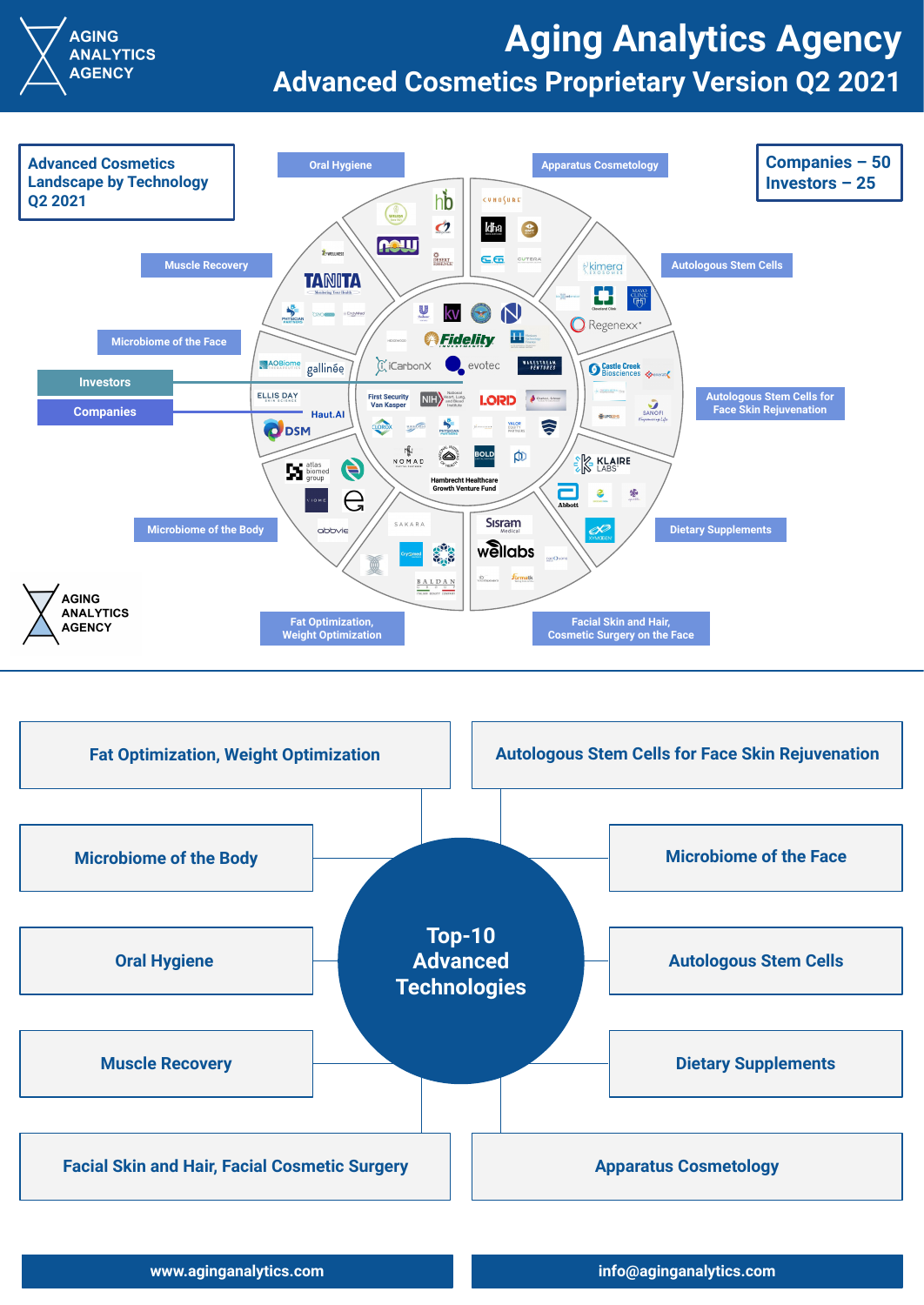# Aging Analytics Agency

## Advanced Cosmetics Proprietary Version Q2 2021

**Advanced Cosmetics Landscape by Technology Q2 2021**

**Companies – 50**
**Investors – 25**

Oral Hygiene

Apparatus Cosmetology

Muscle Recovery

Autologous Stem Cells

Microbiome of the Face

Investors

Companies

Autologous Stem Cells for Face Skin Rejuvenation

Microbiome of the Body

Dietary Supplements

Fat Optimization, Weight Optimization

Facial Skin and Hair, Cosmetic Surgery on the Face

TANITA

Regenexx

Castle Creek Biosciences

SANOFI

KLAIRE LABS

Abbott

XYMOGEN

Sisram Medical

wellabs

SAKARA

BALDAN

abbvie

atlas biomed group

DSM

ELLIS DAY

Haut.AI

gallinée

AOBiome

iCarbonX

evotec

Fidelity

kv

NIH

LORD

First Security Van Kasper

NOMAD

BOLD

Hambrecht Healthcare Growth Venture Fund

VALOR EQUITY PARTNERS

PHYSICIAN PARTNERS

CLOROX

CUTERA

kimera

Cleveland Clinic

MAYO CLINIC

### Top-10 Advanced Technologies

- Fat Optimization, Weight Optimization
- Autologous Stem Cells for Face Skin Rejuvenation
- Microbiome of the Body
- Microbiome of the Face
- Oral Hygiene
- Autologous Stem Cells
- Muscle Recovery
- Dietary Supplements
- Facial Skin and Hair, Facial Cosmetic Surgery
- Apparatus Cosmetology

www.aginganalytics.com

info@aginganalytics.com